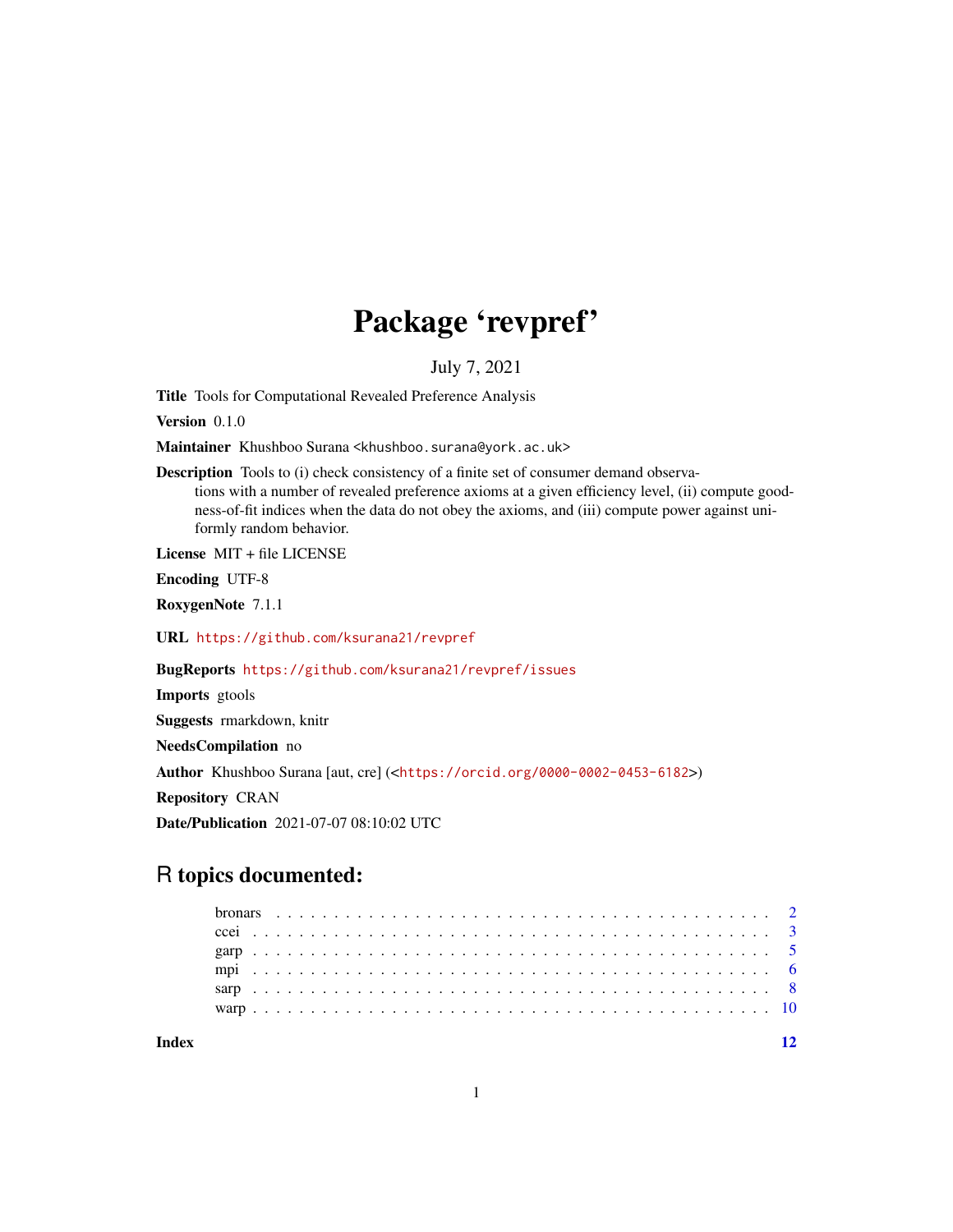# Package 'revpref'

July 7, 2021

**Title** Tools for Computational Revealed Preference Analysis

**Version** 0.1.0

**Maintainer** Khushboo Surana <khushboo.surana@york.ac.uk>

**Description** Tools to (i) check consistency of a finite set of consumer demand observations with a number of revealed preference axioms at a given efficiency level, (ii) compute goodness-of-fit indices when the data do not obey the axioms, and (iii) compute power against uniformly random behavior.

**License** MIT + file LICENSE

**Encoding** UTF-8

**RoxygenNote** 7.1.1

**URL** https://github.com/ksurana21/revpref

**BugReports** https://github.com/ksurana21/revpref/issues

**Imports** gtools

**Suggests** rmarkdown, knitr

**NeedsCompilation** no

**Author** Khushboo Surana [aut, cre] (<https://orcid.org/0000-0002-0453-6182>)

**Repository** CRAN

**Date/Publication** 2021-07-07 08:10:02 UTC

## R topics documented:

| | |
|---|---|
| bronars | 2 |
| ccei | 3 |
| garp | 5 |
| mpi | 6 |
| sarp | 8 |
| warp | 10 |
| **Index** | **12** |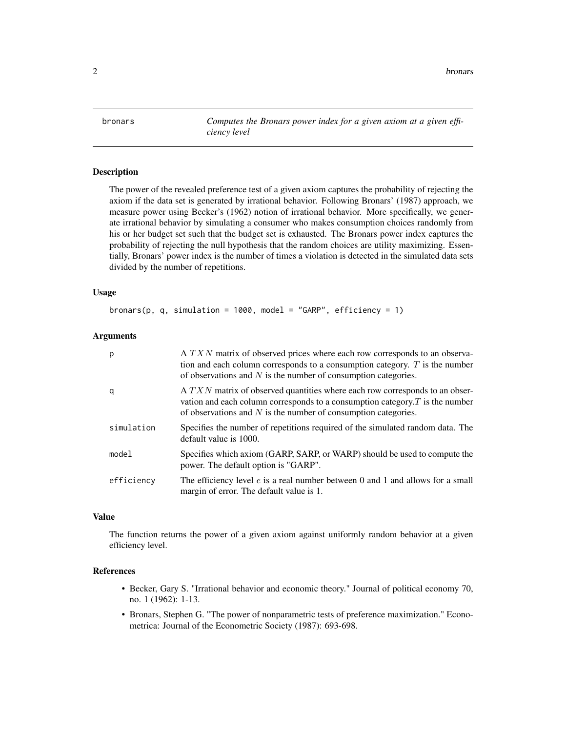bronars — *Computes the Bronars power index for a given axiom at a given efficiency level*

## Description

The power of the revealed preference test of a given axiom captures the probability of rejecting the axiom if the data set is generated by irrational behavior. Following Bronars' (1987) approach, we measure power using Becker's (1962) notion of irrational behavior. More specifically, we generate irrational behavior by simulating a consumer who makes consumption choices randomly from his or her budget set such that the budget set is exhausted. The Bronars power index captures the probability of rejecting the null hypothesis that the random choices are utility maximizing. Essentially, Bronars' power index is the number of times a violation is detected in the simulated data sets divided by the number of repetitions.

## Usage

```
bronars(p, q, simulation = 1000, model = "GARP", efficiency = 1)
```

## Arguments

| | |
|---|---|
| p | A $TXN$ matrix of observed prices where each row corresponds to an observation and each column corresponds to a consumption category. $T$ is the number of observations and $N$ is the number of consumption categories. |
| q | A $TXN$ matrix of observed quantities where each row corresponds to an observation and each column corresponds to a consumption category.$T$ is the number of observations and $N$ is the number of consumption categories. |
| simulation | Specifies the number of repetitions required of the simulated random data. The default value is 1000. |
| model | Specifies which axiom (GARP, SARP, or WARP) should be used to compute the power. The default option is "GARP". |
| efficiency | The efficiency level $e$ is a real number between 0 and 1 and allows for a small margin of error. The default value is 1. |

## Value

The function returns the power of a given axiom against uniformly random behavior at a given efficiency level.

## References

- Becker, Gary S. "Irrational behavior and economic theory." Journal of political economy 70, no. 1 (1962): 1-13.
- Bronars, Stephen G. "The power of nonparametric tests of preference maximization." Econometrica: Journal of the Econometric Society (1987): 693-698.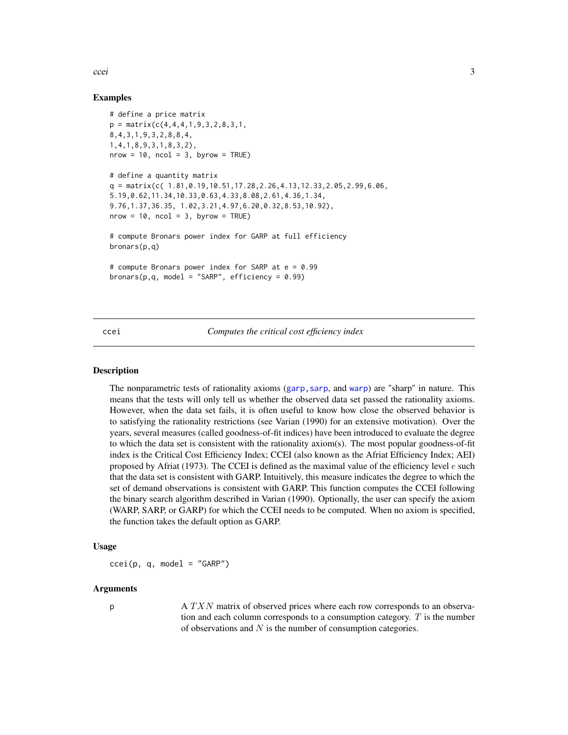### Examples

```
# define a price matrix
p = matrix(c(4,4,4,1,9,3,2,8,3,1,
8,4,3,1,9,3,2,8,8,4,
1,4,1,8,9,3,1,8,3,2),
nrow = 10, ncol = 3, byrow = TRUE)

# define a quantity matrix
q = matrix(c( 1.81,0.19,10.51,17.28,2.26,4.13,12.33,2.05,2.99,6.06,
5.19,0.62,11.34,10.33,0.63,4.33,8.08,2.61,4.36,1.34,
9.76,1.37,36.35, 1.02,3.21,4.97,6.20,0.32,8.53,10.92),
nrow = 10, ncol = 3, byrow = TRUE)

# compute Bronars power index for GARP at full efficiency
bronars(p,q)

# compute Bronars power index for SARP at e = 0.99
bronars(p,q, model = "SARP", efficiency = 0.99)
```

## ccei — *Computes the critical cost efficiency index*

### Description

The nonparametric tests of rationality axioms (garp, sarp, and warp) are "sharp" in nature. This means that the tests will only tell us whether the observed data set passed the rationality axioms. However, when the data set fails, it is often useful to know how close the observed behavior is to satisfying the rationality restrictions (see Varian (1990) for an extensive motivation). Over the years, several measures (called goodness-of-fit indices) have been introduced to evaluate the degree to which the data set is consistent with the rationality axiom(s). The most popular goodness-of-fit index is the Critical Cost Efficiency Index; CCEI (also known as the Afriat Efficiency Index; AEI) proposed by Afriat (1973). The CCEI is defined as the maximal value of the efficiency level $e$ such that the data set is consistent with GARP. Intuitively, this measure indicates the degree to which the set of demand observations is consistent with GARP. This function computes the CCEI following the binary search algorithm described in Varian (1990). Optionally, the user can specify the axiom (WARP, SARP, or GARP) for which the CCEI needs to be computed. When no axiom is specified, the function takes the default option as GARP.

### Usage

```
ccei(p, q, model = "GARP")
```

### Arguments

p — A $TXN$ matrix of observed prices where each row corresponds to an observation and each column corresponds to a consumption category. $T$ is the number of observations and $N$ is the number of consumption categories.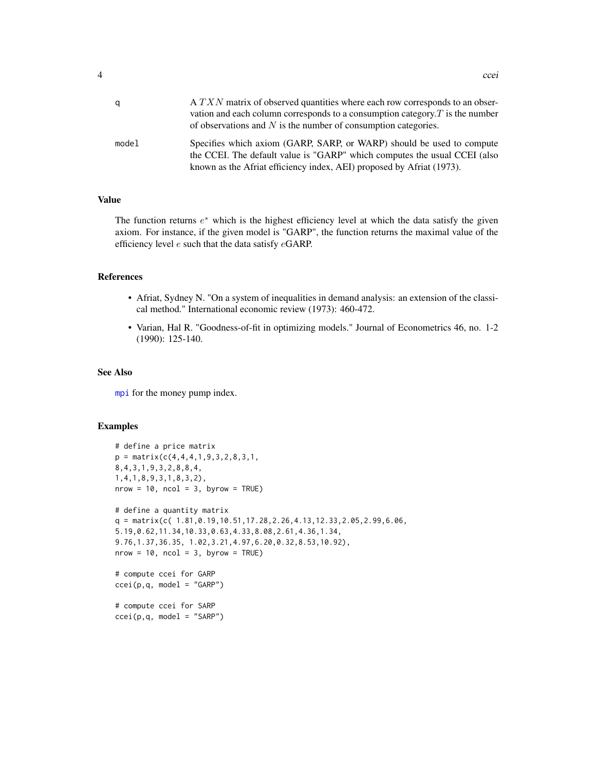| | |
|---|---|
| q | A $TXN$ matrix of observed quantities where each row corresponds to an observation and each column corresponds to a consumption category.$T$ is the number of observations and $N$ is the number of consumption categories. |
| model | Specifies which axiom (GARP, SARP, or WARP) should be used to compute the CCEI. The default value is "GARP" which computes the usual CCEI (also known as the Afriat efficiency index, AEI) proposed by Afriat (1973). |

## Value

The function returns $e^*$ which is the highest efficiency level at which the data satisfy the given axiom. For instance, if the given model is "GARP", the function returns the maximal value of the efficiency level $e$ such that the data satisfy $e$GARP.

## References

- Afriat, Sydney N. "On a system of inequalities in demand analysis: an extension of the classical method." International economic review (1973): 460-472.
- Varian, Hal R. "Goodness-of-fit in optimizing models." Journal of Econometrics 46, no. 1-2 (1990): 125-140.

## See Also

mpi for the money pump index.

## Examples

```
# define a price matrix
p = matrix(c(4,4,4,1,9,3,2,8,3,1,
8,4,3,1,9,3,2,8,8,4,
1,4,1,8,9,3,1,8,3,2),
nrow = 10, ncol = 3, byrow = TRUE)

# define a quantity matrix
q = matrix(c( 1.81,0.19,10.51,17.28,2.26,4.13,12.33,2.05,2.99,6.06,
5.19,0.62,11.34,10.33,0.63,4.33,8.08,2.61,4.36,1.34,
9.76,1.37,36.35, 1.02,3.21,4.97,6.20,0.32,8.53,10.92),
nrow = 10, ncol = 3, byrow = TRUE)

# compute ccei for GARP
ccei(p,q, model = "GARP")

# compute ccei for SARP
ccei(p,q, model = "SARP")
```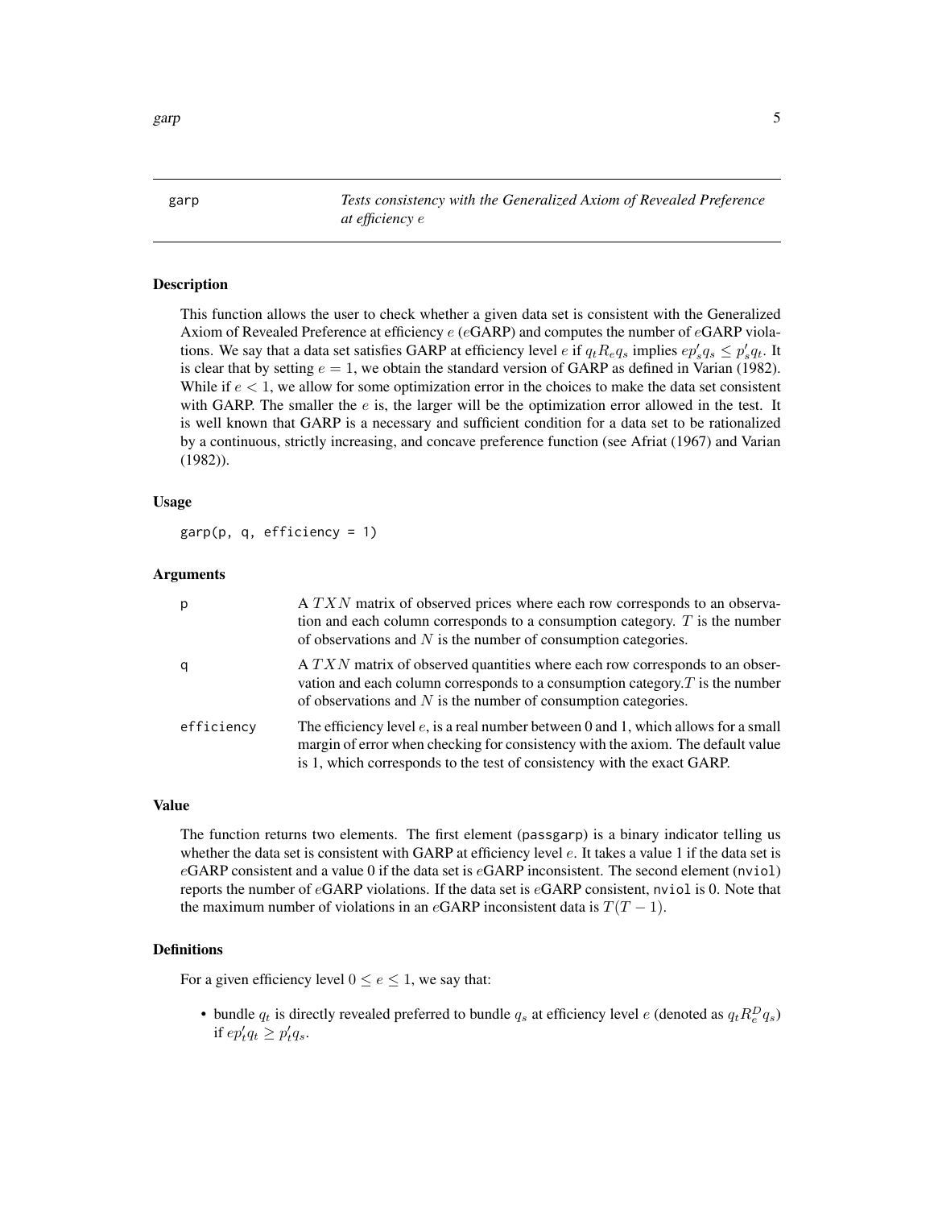## garp — *Tests consistency with the Generalized Axiom of Revealed Preference at efficiency $e$*

### Description

This function allows the user to check whether a given data set is consistent with the Generalized Axiom of Revealed Preference at efficiency $e$ ($e$GARP) and computes the number of $e$GARP violations. We say that a data set satisfies GARP at efficiency level $e$ if $q_t R_e q_s$ implies $ep_s' q_s \leq p_s' q_t$. It is clear that by setting $e = 1$, we obtain the standard version of GARP as defined in Varian (1982). While if $e < 1$, we allow for some optimization error in the choices to make the data set consistent with GARP. The smaller the $e$ is, the larger will be the optimization error allowed in the test. It is well known that GARP is a necessary and sufficient condition for a data set to be rationalized by a continuous, strictly increasing, and concave preference function (see Afriat (1967) and Varian (1982)).

### Usage

```
garp(p, q, efficiency = 1)
```

### Arguments

| | |
|---|---|
| p | A $TXN$ matrix of observed prices where each row corresponds to an observation and each column corresponds to a consumption category. $T$ is the number of observations and $N$ is the number of consumption categories. |
| q | A $TXN$ matrix of observed quantities where each row corresponds to an observation and each column corresponds to a consumption category.$T$ is the number of observations and $N$ is the number of consumption categories. |
| efficiency | The efficiency level $e$, is a real number between 0 and 1, which allows for a small margin of error when checking for consistency with the axiom. The default value is 1, which corresponds to the test of consistency with the exact GARP. |

### Value

The function returns two elements. The first element (passgarp) is a binary indicator telling us whether the data set is consistent with GARP at efficiency level $e$. It takes a value 1 if the data set is $e$GARP consistent and a value 0 if the data set is $e$GARP inconsistent. The second element (nviol) reports the number of $e$GARP violations. If the data set is $e$GARP consistent, nviol is 0. Note that the maximum number of violations in an $e$GARP inconsistent data is $T(T-1)$.

### Definitions

For a given efficiency level $0 \leq e \leq 1$, we say that:

- bundle $q_t$ is directly revealed preferred to bundle $q_s$ at efficiency level $e$ (denoted as $q_t R_e^D q_s$) if $ep_t' q_t \geq p_t' q_s$.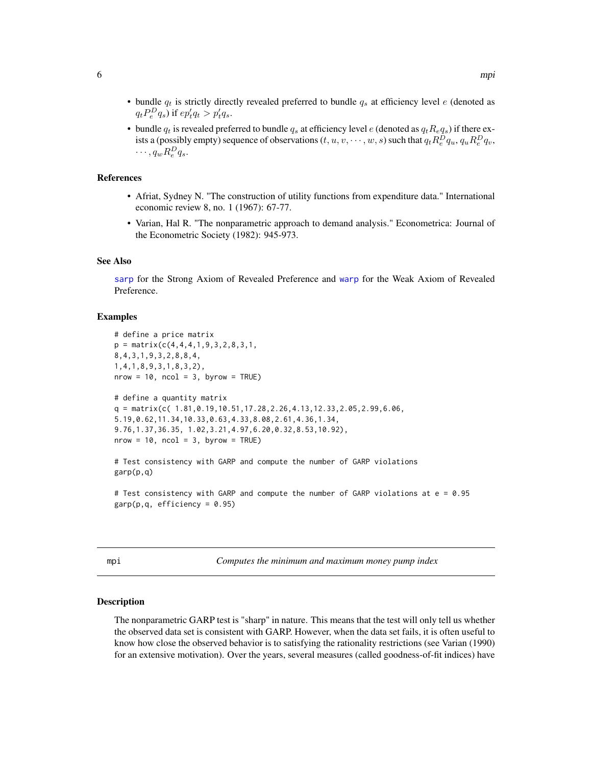- bundle $q_t$ is strictly directly revealed preferred to bundle $q_s$ at efficiency level $e$ (denoted as $q_t P_e^D q_s$) if $ep_t' q_t > p_t' q_s$.
- bundle $q_t$ is revealed preferred to bundle $q_s$ at efficiency level $e$ (denoted as $q_t R_e q_s$) if there exists a (possibly empty) sequence of observations $(t, u, v, \cdots, w, s)$ such that $q_t R_e^D q_u$, $q_u R_e^D q_v$, $\cdots, q_w R_e^D q_s$.

### References

- Afriat, Sydney N. "The construction of utility functions from expenditure data." International economic review 8, no. 1 (1967): 67-77.
- Varian, Hal R. "The nonparametric approach to demand analysis." Econometrica: Journal of the Econometric Society (1982): 945-973.

### See Also

sarp for the Strong Axiom of Revealed Preference and warp for the Weak Axiom of Revealed Preference.

### Examples

```
# define a price matrix
p = matrix(c(4,4,4,1,9,3,2,8,3,1,
8,4,3,1,9,3,2,8,8,4,
1,4,1,8,9,3,1,8,3,2),
nrow = 10, ncol = 3, byrow = TRUE)

# define a quantity matrix
q = matrix(c( 1.81,0.19,10.51,17.28,2.26,4.13,12.33,2.05,2.99,6.06,
5.19,0.62,11.34,10.33,0.63,4.33,8.08,2.61,4.36,1.34,
9.76,1.37,36.35, 1.02,3.21,4.97,6.20,0.32,8.53,10.92),
nrow = 10, ncol = 3, byrow = TRUE)

# Test consistency with GARP and compute the number of GARP violations
garp(p,q)

# Test consistency with GARP and compute the number of GARP violations at e = 0.95
garp(p,q, efficiency = 0.95)
```

---

## mpi — *Computes the minimum and maximum money pump index*

### Description

The nonparametric GARP test is "sharp" in nature. This means that the test will only tell us whether the observed data set is consistent with GARP. However, when the data set fails, it is often useful to know how close the observed behavior is to satisfying the rationality restrictions (see Varian (1990) for an extensive motivation). Over the years, several measures (called goodness-of-fit indices) have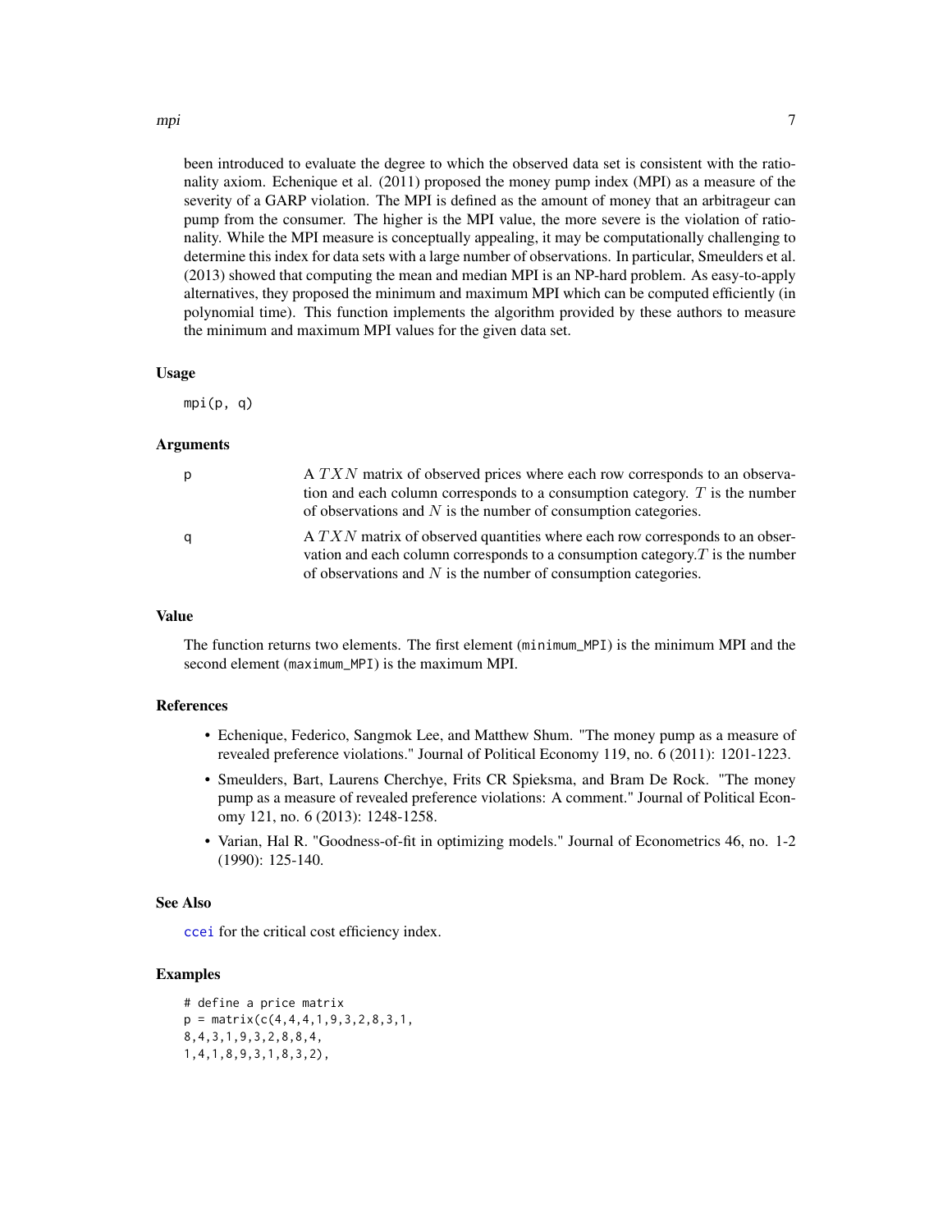been introduced to evaluate the degree to which the observed data set is consistent with the rationality axiom. Echenique et al. (2011) proposed the money pump index (MPI) as a measure of the severity of a GARP violation. The MPI is defined as the amount of money that an arbitrageur can pump from the consumer. The higher is the MPI value, the more severe is the violation of rationality. While the MPI measure is conceptually appealing, it may be computationally challenging to determine this index for data sets with a large number of observations. In particular, Smeulders et al. (2013) showed that computing the mean and median MPI is an NP-hard problem. As easy-to-apply alternatives, they proposed the minimum and maximum MPI which can be computed efficiently (in polynomial time). This function implements the algorithm provided by these authors to measure the minimum and maximum MPI values for the given data set.

### Usage

```
mpi(p, q)
```

### Arguments

| | |
|---|---|
| p | A $TXN$ matrix of observed prices where each row corresponds to an observation and each column corresponds to a consumption category. $T$ is the number of observations and $N$ is the number of consumption categories. |
| q | A $TXN$ matrix of observed quantities where each row corresponds to an observation and each column corresponds to a consumption category.$T$ is the number of observations and $N$ is the number of consumption categories. |

### Value

The function returns two elements. The first element (minimum_MPI) is the minimum MPI and the second element (maximum_MPI) is the maximum MPI.

### References

- Echenique, Federico, Sangmok Lee, and Matthew Shum. "The money pump as a measure of revealed preference violations." Journal of Political Economy 119, no. 6 (2011): 1201-1223.
- Smeulders, Bart, Laurens Cherchye, Frits CR Spieksma, and Bram De Rock. "The money pump as a measure of revealed preference violations: A comment." Journal of Political Economy 121, no. 6 (2013): 1248-1258.
- Varian, Hal R. "Goodness-of-fit in optimizing models." Journal of Econometrics 46, no. 1-2 (1990): 125-140.

### See Also

ccei for the critical cost efficiency index.

### Examples

```
# define a price matrix
p = matrix(c(4,4,4,1,9,3,2,8,3,1,
8,4,3,1,9,3,2,8,8,4,
1,4,1,8,9,3,1,8,3,2),
```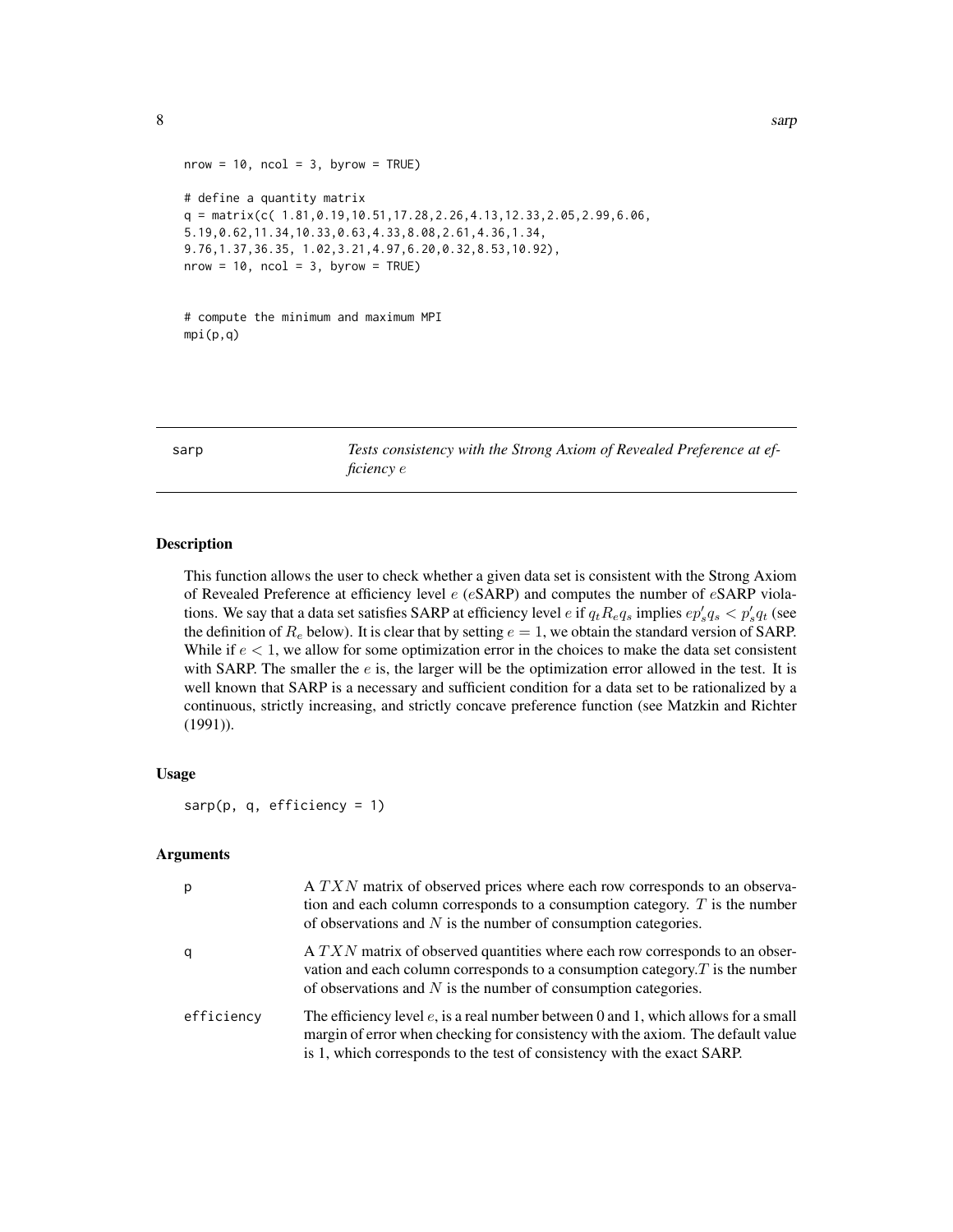```
nrow = 10, ncol = 3, byrow = TRUE)

# define a quantity matrix
q = matrix(c( 1.81,0.19,10.51,17.28,2.26,4.13,12.33,2.05,2.99,6.06,
5.19,0.62,11.34,10.33,0.63,4.33,8.08,2.61,4.36,1.34,
9.76,1.37,36.35, 1.02,3.21,4.97,6.20,0.32,8.53,10.92),
nrow = 10, ncol = 3, byrow = TRUE)


# compute the minimum and maximum MPI
mpi(p,q)
```

## sarp — *Tests consistency with the Strong Axiom of Revealed Preference at efficiency $e$*

### Description

This function allows the user to check whether a given data set is consistent with the Strong Axiom of Revealed Preference at efficiency level $e$ ($e$SARP) and computes the number of $e$SARP violations. We say that a data set satisfies SARP at efficiency level $e$ if $q_t R_e q_s$ implies $ep'_s q_s < p'_s q_t$ (see the definition of $R_e$ below). It is clear that by setting $e = 1$, we obtain the standard version of SARP. While if $e < 1$, we allow for some optimization error in the choices to make the data set consistent with SARP. The smaller the $e$ is, the larger will be the optimization error allowed in the test. It is well known that SARP is a necessary and sufficient condition for a data set to be rationalized by a continuous, strictly increasing, and strictly concave preference function (see Matzkin and Richter (1991)).

### Usage

```
sarp(p, q, efficiency = 1)
```

### Arguments

| | |
|---|---|
| p | A $TXN$ matrix of observed prices where each row corresponds to an observation and each column corresponds to a consumption category. $T$ is the number of observations and $N$ is the number of consumption categories. |
| q | A $TXN$ matrix of observed quantities where each row corresponds to an observation and each column corresponds to a consumption category.$T$ is the number of observations and $N$ is the number of consumption categories. |
| efficiency | The efficiency level $e$, is a real number between 0 and 1, which allows for a small margin of error when checking for consistency with the axiom. The default value is 1, which corresponds to the test of consistency with the exact SARP. |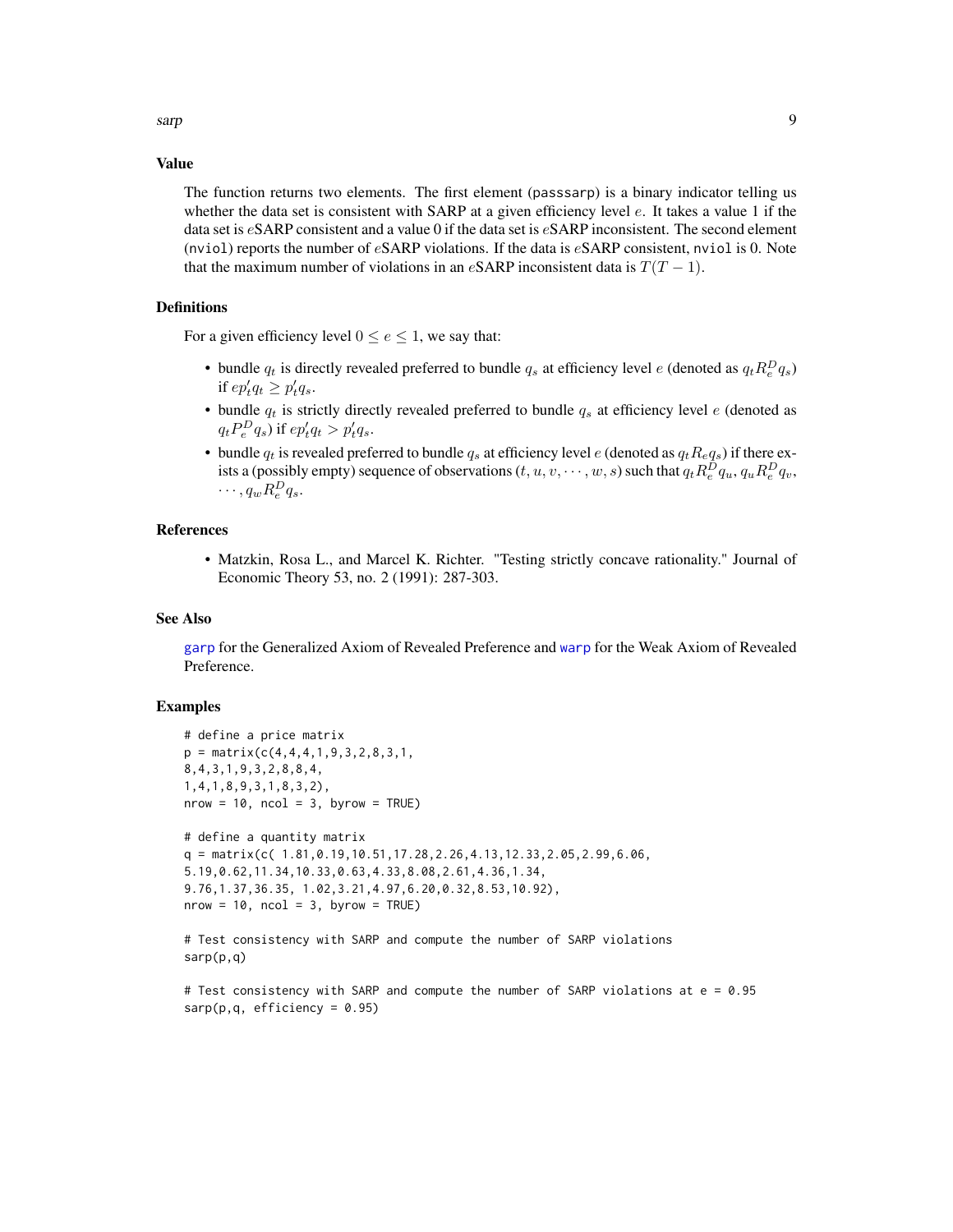## Value

The function returns two elements. The first element (`passsarp`) is a binary indicator telling us whether the data set is consistent with SARP at a given efficiency level $e$. It takes a value 1 if the data set is $e$SARP consistent and a value 0 if the data set is $e$SARP inconsistent. The second element (`nviol`) reports the number of $e$SARP violations. If the data is $e$SARP consistent, `nviol` is 0. Note that the maximum number of violations in an $e$SARP inconsistent data is $T(T-1)$.

## Definitions

For a given efficiency level $0 \leq e \leq 1$, we say that:

- bundle $q_t$ is directly revealed preferred to bundle $q_s$ at efficiency level $e$ (denoted as $q_t R_e^D q_s$) if $e p_t' q_t \geq p_t' q_s$.
- bundle $q_t$ is strictly directly revealed preferred to bundle $q_s$ at efficiency level $e$ (denoted as $q_t P_e^D q_s$) if $e p_t' q_t > p_t' q_s$.
- bundle $q_t$ is revealed preferred to bundle $q_s$ at efficiency level $e$ (denoted as $q_t R_e q_s$) if there exists a (possibly empty) sequence of observations $(t, u, v, \cdots, w, s)$ such that $q_t R_e^D q_u$, $q_u R_e^D q_v$, $\cdots, q_w R_e^D q_s$.

## References

- Matzkin, Rosa L., and Marcel K. Richter. "Testing strictly concave rationality." Journal of Economic Theory 53, no. 2 (1991): 287-303.

## See Also

garp for the Generalized Axiom of Revealed Preference and warp for the Weak Axiom of Revealed Preference.

## Examples

```
# define a price matrix
p = matrix(c(4,4,4,1,9,3,2,8,3,1,
8,4,3,1,9,3,2,8,8,4,
1,4,1,8,9,3,1,8,3,2),
nrow = 10, ncol = 3, byrow = TRUE)

# define a quantity matrix
q = matrix(c( 1.81,0.19,10.51,17.28,2.26,4.13,12.33,2.05,2.99,6.06,
5.19,0.62,11.34,10.33,0.63,4.33,8.08,2.61,4.36,1.34,
9.76,1.37,36.35, 1.02,3.21,4.97,6.20,0.32,8.53,10.92),
nrow = 10, ncol = 3, byrow = TRUE)

# Test consistency with SARP and compute the number of SARP violations
sarp(p,q)

# Test consistency with SARP and compute the number of SARP violations at e = 0.95
sarp(p,q, efficiency = 0.95)
```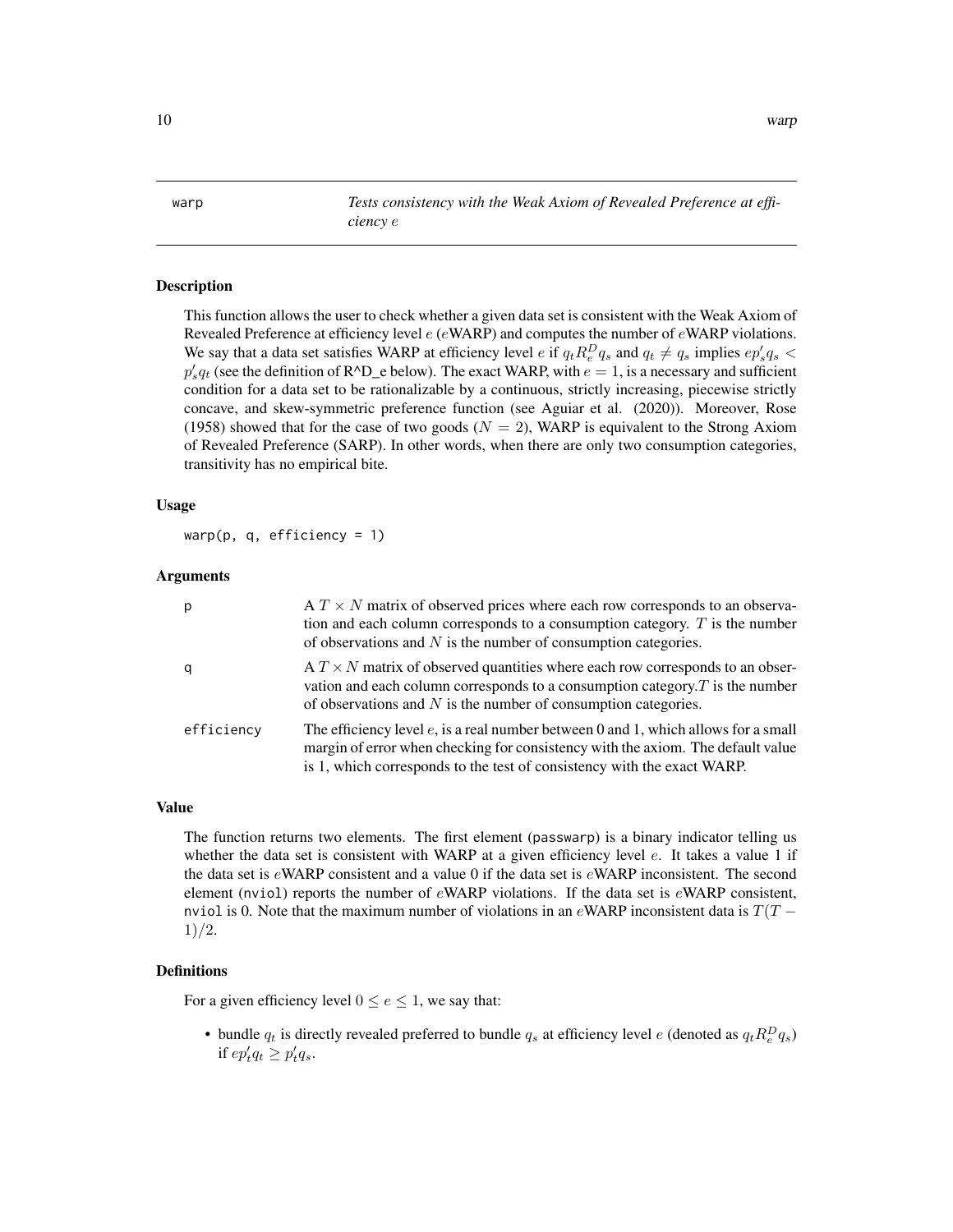warp — *Tests consistency with the Weak Axiom of Revealed Preference at efficiency $e$*

### Description

This function allows the user to check whether a given data set is consistent with the Weak Axiom of Revealed Preference at efficiency level $e$ ($e$WARP) and computes the number of $e$WARP violations. We say that a data set satisfies WARP at efficiency level $e$ if $q_t R_e^D q_s$ and $q_t \neq q_s$ implies $e p_s' q_s < p_s' q_t$ (see the definition of R^D_e below). The exact WARP, with $e = 1$, is a necessary and sufficient condition for a data set to be rationalizable by a continuous, strictly increasing, piecewise strictly concave, and skew-symmetric preference function (see Aguiar et al. (2020)). Moreover, Rose (1958) showed that for the case of two goods ($N = 2$), WARP is equivalent to the Strong Axiom of Revealed Preference (SARP). In other words, when there are only two consumption categories, transitivity has no empirical bite.

### Usage

```
warp(p, q, efficiency = 1)
```

### Arguments

| | |
|---|---|
| p | A $T \times N$ matrix of observed prices where each row corresponds to an observation and each column corresponds to a consumption category. $T$ is the number of observations and $N$ is the number of consumption categories. |
| q | A $T \times N$ matrix of observed quantities where each row corresponds to an observation and each column corresponds to a consumption category.$T$ is the number of observations and $N$ is the number of consumption categories. |
| efficiency | The efficiency level $e$, is a real number between 0 and 1, which allows for a small margin of error when checking for consistency with the axiom. The default value is 1, which corresponds to the test of consistency with the exact WARP. |

### Value

The function returns two elements. The first element (passwarp) is a binary indicator telling us whether the data set is consistent with WARP at a given efficiency level $e$. It takes a value 1 if the data set is $e$WARP consistent and a value 0 if the data set is $e$WARP inconsistent. The second element (nviol) reports the number of $e$WARP violations. If the data set is $e$WARP consistent, nviol is 0. Note that the maximum number of violations in an $e$WARP inconsistent data is $T(T-1)/2$.

### Definitions

For a given efficiency level $0 \leq e \leq 1$, we say that:

- bundle $q_t$ is directly revealed preferred to bundle $q_s$ at efficiency level $e$ (denoted as $q_t R_e^D q_s$) if $e p_t' q_t \geq p_t' q_s$.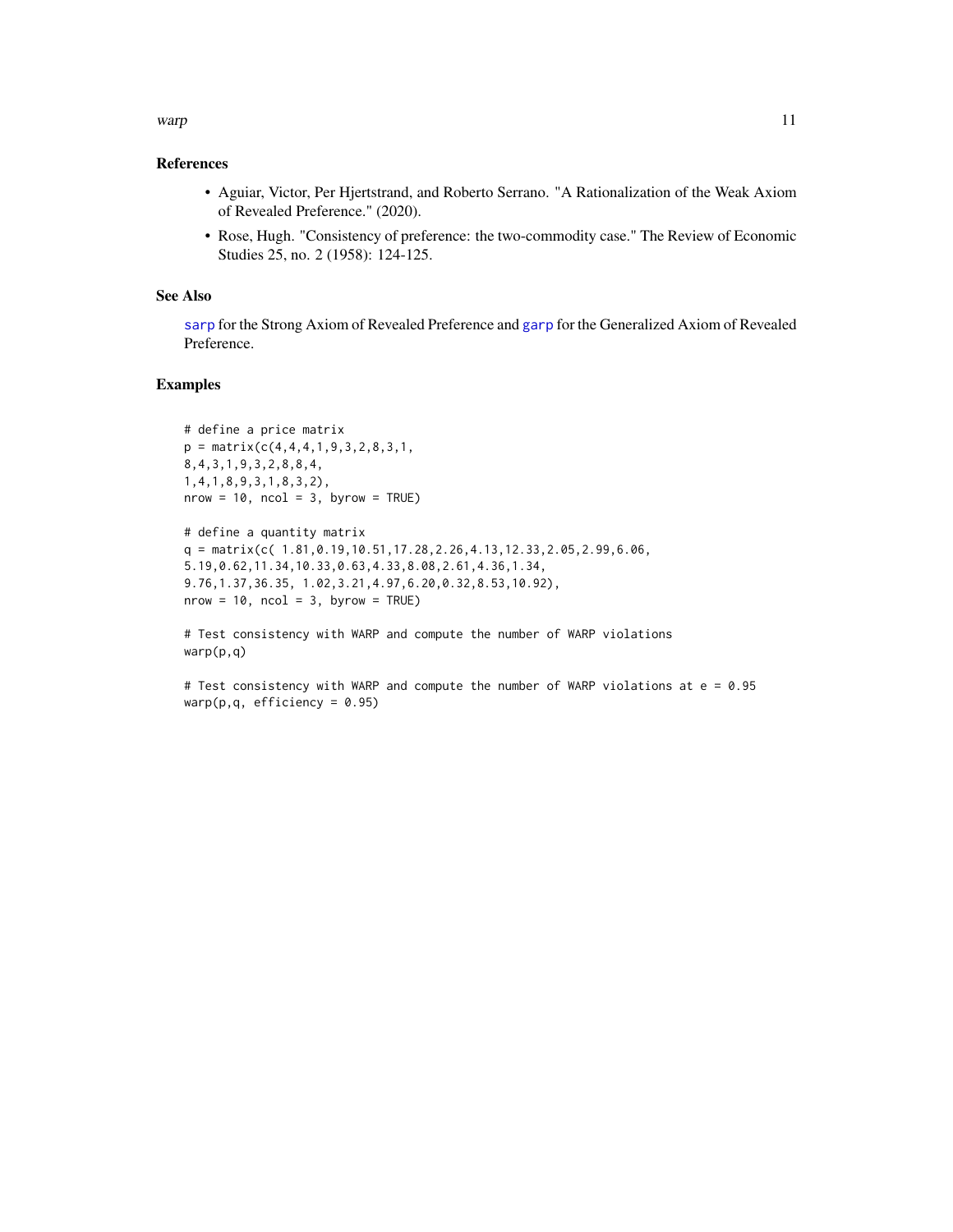### References

- Aguiar, Victor, Per Hjertstrand, and Roberto Serrano. "A Rationalization of the Weak Axiom of Revealed Preference." (2020).
- Rose, Hugh. "Consistency of preference: the two-commodity case." The Review of Economic Studies 25, no. 2 (1958): 124-125.

### See Also

sarp for the Strong Axiom of Revealed Preference and garp for the Generalized Axiom of Revealed Preference.

### Examples

```
# define a price matrix
p = matrix(c(4,4,4,1,9,3,2,8,3,1,
8,4,3,1,9,3,2,8,8,4,
1,4,1,8,9,3,1,8,3,2),
nrow = 10, ncol = 3, byrow = TRUE)

# define a quantity matrix
q = matrix(c( 1.81,0.19,10.51,17.28,2.26,4.13,12.33,2.05,2.99,6.06,
5.19,0.62,11.34,10.33,0.63,4.33,8.08,2.61,4.36,1.34,
9.76,1.37,36.35, 1.02,3.21,4.97,6.20,0.32,8.53,10.92),
nrow = 10, ncol = 3, byrow = TRUE)

# Test consistency with WARP and compute the number of WARP violations
warp(p,q)

# Test consistency with WARP and compute the number of WARP violations at e = 0.95
warp(p,q, efficiency = 0.95)
```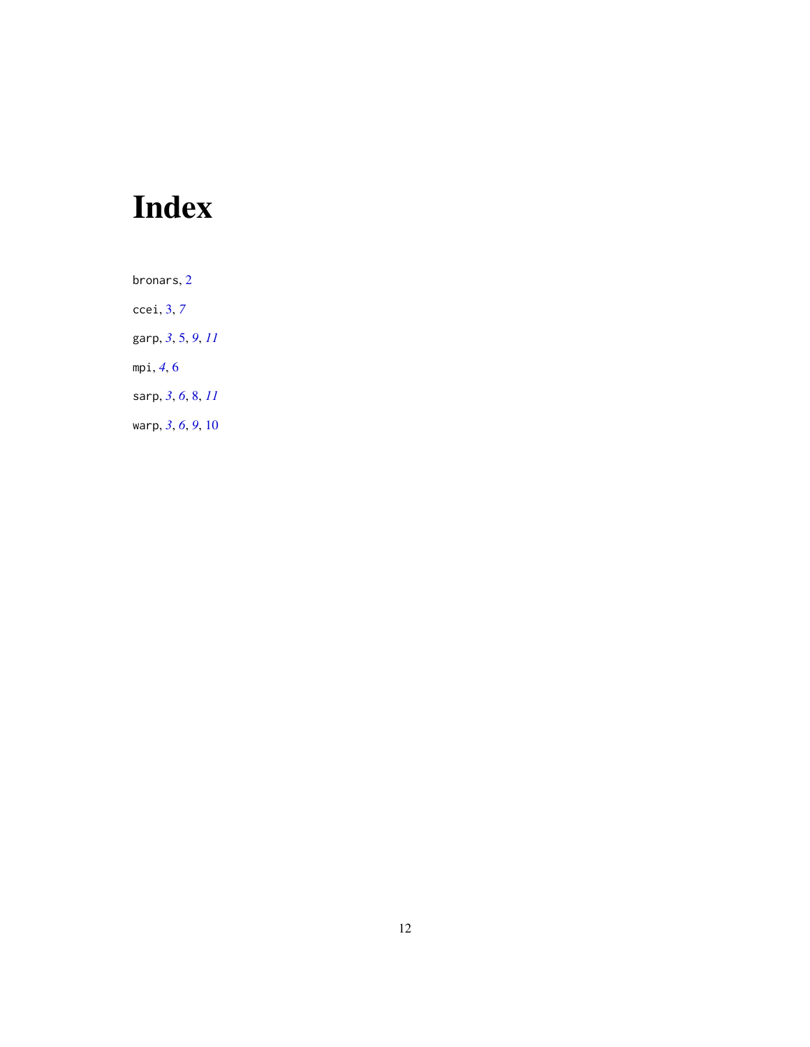# Index

`bronars`, 2

`ccei`, 3, *7*

`garp`, *3*, 5, *9*, *11*

`mpi`, *4*, 6

`sarp`, *3*, *6*, 8, *11*

`warp`, *3*, *6*, *9*, 10